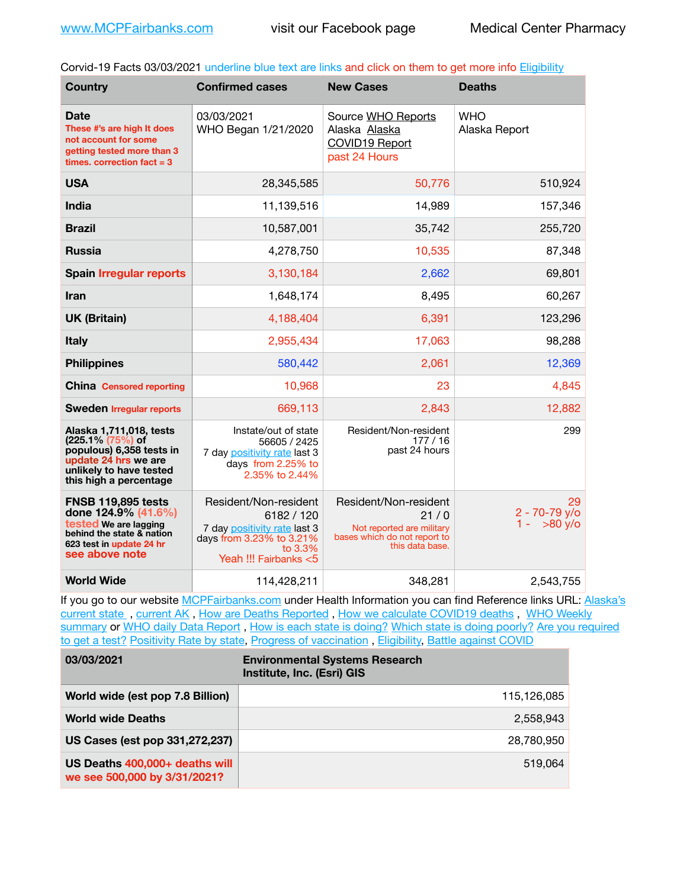www.MCPFairbanks.com visit our Facebook page Medical Center Pharmacy

Corvid-19 Facts 03/03/2021 underline blue text are links and click on them to get more info Eligibility

| Country | Confirmed cases | New Cases | Deaths |
|---|---|---|---|
| **Date** These #'s are high It does not account for some getting tested more than 3 times. correction fact = 3 | 03/03/2021 WHO Began 1/21/2020 | Source WHO Reports Alaska Alaska COVID19 Report past 24 Hours | WHO Alaska Report |
| **USA** | 28,345,585 | 50,776 | 510,924 |
| **India** | 11,139,516 | 14,989 | 157,346 |
| **Brazil** | 10,587,001 | 35,742 | 255,720 |
| **Russia** | 4,278,750 | 10,535 | 87,348 |
| **Spain** Irregular reports | 3,130,184 | 2,662 | 69,801 |
| **Iran** | 1,648,174 | 8,495 | 60,267 |
| **UK (Britain)** | 4,188,404 | 6,391 | 123,296 |
| **Italy** | 2,955,434 | 17,063 | 98,288 |
| **Philippines** | 580,442 | 2,061 | 12,369 |
| **China** Censored reporting | 10,968 | 23 | 4,845 |
| **Sweden** Irregular reports | 669,113 | 2,843 | 12,882 |
| **Alaska 1,711,018, tests (225.1% (75%) of populous) 6,358 tests in update 24 hrs we are unlikely to have tested this high a percentage** | Instate/out of state 56605 / 2425 7 day positivity rate last 3 days from 2.25% to 2.35% to 2.44% | Resident/Non-resident 177 / 16 past 24 hours | 299 |
| **FNSB 119,895 tests done 124.9% (41.6%) tested We are lagging behind the state & nation 623 test in update 24 hr see above note** | Resident/Non-resident 6182 / 120 7 day positivity rate last 3 days from 3.23% to 3.21% to 3.3% Yeah !!! Fairbanks <5 | Resident/Non-resident 21 / 0 Not reported are military bases which do not report to this data base. | 29 2 - 70-79 y/o 1 - >80 y/o |
| **World Wide** | 114,428,211 | 348,281 | 2,543,755 |

If you go to our website MCPFairbanks.com under Health Information you can find Reference links URL: Alaska's current state , current AK , How are Deaths Reported , How we calculate COVID19 deaths , WHO Weekly summary or WHO daily Data Report , How is each state is doing? Which state is doing poorly? Are you required to get a test? Positivity Rate by state, Progress of vaccination , Eligibility, Battle against COVID

| 03/03/2021 | Environmental Systems Research Institute, Inc. (Esri) GIS |
|---|---|
| **World wide (est pop 7.8 Billion)** | 115,126,085 |
| **World wide Deaths** | 2,558,943 |
| **US Cases (est pop 331,272,237)** | 28,780,950 |
| **US Deaths 400,000+ deaths will we see 500,000 by 3/31/2021?** | 519,064 |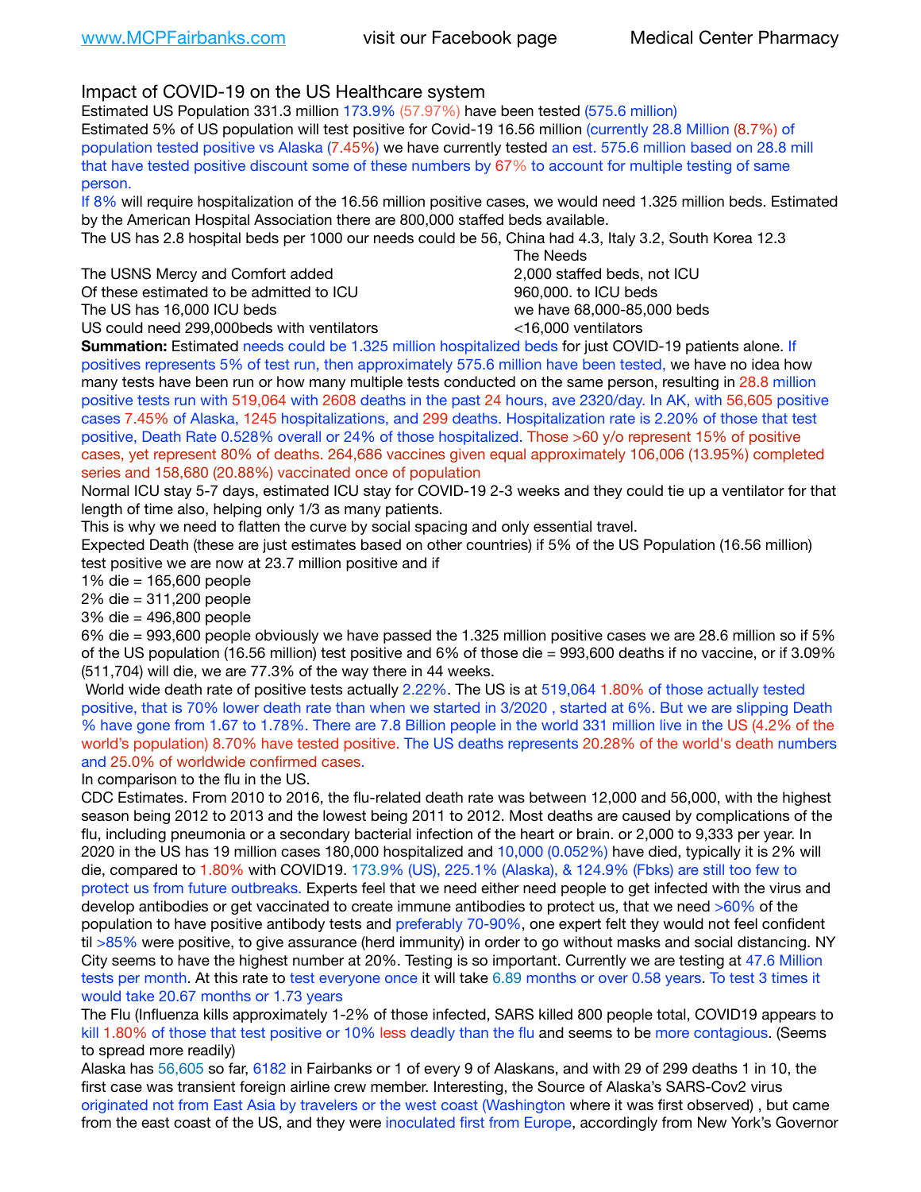www.MCPFairbanks.com visit our Facebook page Medical Center Pharmacy

## Impact of COVID-19 on the US Healthcare system

Estimated US Population 331.3 million 173.9% (57.97%) have been tested (575.6 million)

Estimated 5% of US population will test positive for Covid-19 16.56 million (currently 28.8 Million (8.7%) of population tested positive vs Alaska (7.45%) we have currently tested an est. 575.6 million based on 28.8 mill that have tested positive discount some of these numbers by 67% to account for multiple testing of same person.

If 8% will require hospitalization of the 16.56 million positive cases, we would need 1.325 million beds. Estimated by the American Hospital Association there are 800,000 staffed beds available.

The US has 2.8 hospital beds per 1000 our needs could be 56, China had 4.3, Italy 3.2, South Korea 12.3

| | The Needs |
|---|---|
| The USNS Mercy and Comfort added | 2,000 staffed beds, not ICU |
| Of these estimated to be admitted to ICU | 960,000. to ICU beds |
| The US has 16,000 ICU beds | we have 68,000-85,000 beds |
| US could need 299,000beds with ventilators | <16,000 ventilators |

**Summation:** Estimated needs could be 1.325 million hospitalized beds for just COVID-19 patients alone. If positives represents 5% of test run, then approximately 575.6 million have been tested, we have no idea how many tests have been run or how many multiple tests conducted on the same person, resulting in 28.8 million positive tests run with 519,064 with 2608 deaths in the past 24 hours, ave 2320/day. In AK, with 56,605 positive cases 7.45% of Alaska, 1245 hospitalizations, and 299 deaths. Hospitalization rate is 2.20% of those that test positive, Death Rate 0.528% overall or 24% of those hospitalized. Those >60 y/o represent 15% of positive cases, yet represent 80% of deaths. 264,686 vaccines given equal approximately 106,006 (13.95%) completed series and 158,680 (20.88%) vaccinated once of population

Normal ICU stay 5-7 days, estimated ICU stay for COVID-19 2-3 weeks and they could tie up a ventilator for that length of time also, helping only 1/3 as many patients.

This is why we need to flatten the curve by social spacing and only essential travel.

Expected Death (these are just estimates based on other countries) if 5% of the US Population (16.56 million) test positive we are now at 23.7 million positive and if

1% die = 165,600 people
2% die = 311,200 people
3% die = 496,800 people
6% die = 993,600 people obviously we have passed the 1.325 million positive cases we are 28.6 million so if 5% of the US population (16.56 million) test positive and 6% of those die = 993,600 deaths if no vaccine, or if 3.09% (511,704) will die, we are 77.3% of the way there in 44 weeks.

World wide death rate of positive tests actually 2.22%. The US is at 519,064 1.80% of those actually tested positive, that is 70% lower death rate than when we started in 3/2020 , started at 6%. But we are slipping Death % have gone from 1.67 to 1.78%. There are 7.8 Billion people in the world 331 million live in the US (4.2% of the world's population) 8.70% have tested positive. The US deaths represents 20.28% of the world's death numbers and 25.0% of worldwide confirmed cases.

In comparison to the flu in the US.

CDC Estimates. From 2010 to 2016, the flu-related death rate was between 12,000 and 56,000, with the highest season being 2012 to 2013 and the lowest being 2011 to 2012. Most deaths are caused by complications of the flu, including pneumonia or a secondary bacterial infection of the heart or brain. or 2,000 to 9,333 per year. In 2020 in the US has 19 million cases 180,000 hospitalized and 10,000 (0.052%) have died, typically it is 2% will die, compared to 1.80% with COVID19. 173.9% (US), 225.1% (Alaska), & 124.9% (Fbks) are still too few to protect us from future outbreaks. Experts feel that we need either need people to get infected with the virus and develop antibodies or get vaccinated to create immune antibodies to protect us, that we need >60% of the population to have positive antibody tests and preferably 70-90%, one expert felt they would not feel confident til >85% were positive, to give assurance (herd immunity) in order to go without masks and social distancing. NY City seems to have the highest number at 20%. Testing is so important. Currently we are testing at 47.6 Million tests per month. At this rate to test everyone once it will take 6.89 months or over 0.58 years. To test 3 times it would take 20.67 months or 1.73 years

The Flu (Influenza kills approximately 1-2% of those infected, SARS killed 800 people total, COVID19 appears to kill 1.80% of those that test positive or 10% less deadly than the flu and seems to be more contagious. (Seems to spread more readily)

Alaska has 56,605 so far, 6182 in Fairbanks or 1 of every 9 of Alaskans, and with 29 of 299 deaths 1 in 10, the first case was transient foreign airline crew member. Interesting, the Source of Alaska's SARS-Cov2 virus originated not from East Asia by travelers or the west coast (Washington where it was first observed) , but came from the east coast of the US, and they were inoculated first from Europe, accordingly from New York's Governor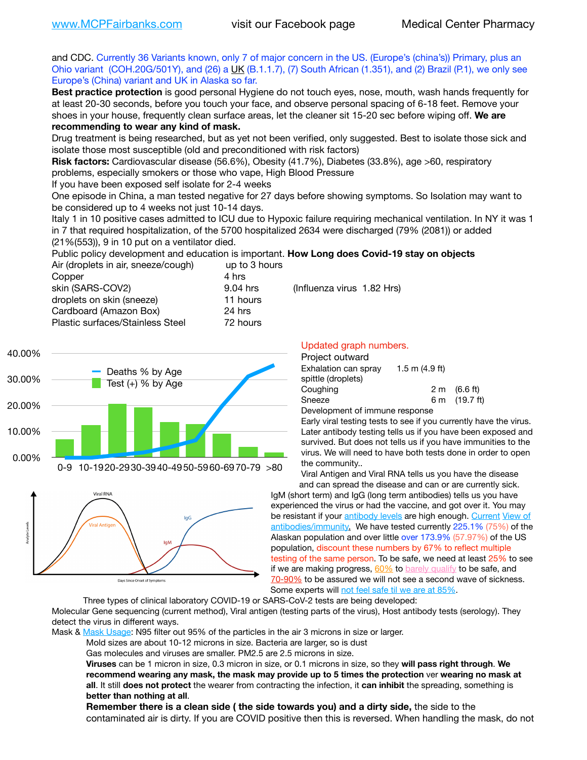and CDC. Currently 36 Variants known, only 7 of major concern in the US. (Europe's (china's)) Primary, plus an Ohio variant (COH.20G/501Y), and (26) a UK (B.1.1.7), (7) South African (1.351), and (2) Brazil (P.1), we only see Europe's (China) variant and UK in Alaska so far.

**Best practice protection** is good personal Hygiene do not touch eyes, nose, mouth, wash hands frequently for at least 20-30 seconds, before you touch your face, and observe personal spacing of 6-18 feet. Remove your shoes in your house, frequently clean surface areas, let the cleaner sit 15-20 sec before wiping off. **We are recommending to wear any kind of mask.**

Drug treatment is being researched, but as yet not been verified, only suggested. Best to isolate those sick and isolate those most susceptible (old and preconditioned with risk factors)

**Risk factors:** Cardiovascular disease (56.6%), Obesity (41.7%), Diabetes (33.8%), age >60, respiratory problems, especially smokers or those who vape, High Blood Pressure

If you have been exposed self isolate for 2-4 weeks

One episode in China, a man tested negative for 27 days before showing symptoms. So Isolation may want to be considered up to 4 weeks not just 10-14 days.

Italy 1 in 10 positive cases admitted to ICU due to Hypoxic failure requiring mechanical ventilation. In NY it was 1 in 7 that required hospitalization, of the 5700 hospitalized 2634 were discharged (79% (2081)) or added (21%(553)), 9 in 10 put on a ventilator died.

Public policy development and education is important. **How Long does Covid-19 stay on objects**

| | | |
|---|---|---|
| Air (droplets in air, sneeze/cough) | up to 3 hours | |
| Copper | 4 hrs | |
| skin (SARS-COV2) | 9.04 hrs | (Influenza virus 1.82 Hrs) |
| droplets on skin (sneeze) | 11 hours | |
| Cardboard (Amazon Box) | 24 hrs | |
| Plastic surfaces/Stainless Steel | 72 hours | |

Updated graph numbers.

Project outward

| | | |
|---|---|---|
| Exhalation can spray spittle (droplets) | 1.5 m | (4.9 ft) |
| Coughing | 2 m | (6.6 ft) |
| Sneeze | 6 m | (19.7 ft) |

Development of immune response

Early viral testing tests to see if you currently have the virus. Later antibody testing tells us if you have been exposed and survived. But does not tells us if you have immunities to the virus. We will need to have both tests done in order to open the community..

Viral Antigen and Viral RNA tells us you have the disease and can spread the disease and can or are currently sick. IgM (short term) and IgG (long term antibodies) tells us you have experienced the virus or had the vaccine, and got over it. You may be resistant if your antibody levels are high enough. Current View of antibodies/immunity. We have tested currently 225.1% (75%) of the Alaskan population and over little over 173.9% (57.97%) of the US population, discount these numbers by 67% to reflect multiple testing of the same person. To be safe, we need at least 25% to see if we are making progress, 60% to barely qualify to be safe, and 70-90% to be assured we will not see a second wave of sickness. Some experts will not feel safe til we are at 85%.

Three types of clinical laboratory COVID-19 or SARS-CoV-2 tests are being developed:

Molecular Gene sequencing (current method), Viral antigen (testing parts of the virus), Host antibody tests (serology). They detect the virus in different ways.

Mask & Mask Usage: N95 filter out 95% of the particles in the air 3 microns in size or larger.

Mold sizes are about 10-12 microns in size. Bacteria are larger, so is dust

Gas molecules and viruses are smaller. PM2.5 are 2.5 microns in size.

**Viruses** can be 1 micron in size, 0.3 micron in size, or 0.1 microns in size, so they **will pass right through**. **We recommend wearing any mask, the mask may provide up to 5 times the protection** ver **wearing no mask at all**. It still **does not protect** the wearer from contracting the infection, it **can inhibit** the spreading, something is **better than nothing at all**.

**Remember there is a clean side ( the side towards you) and a dirty side,** the side to the contaminated air is dirty. If you are COVID positive then this is reversed. When handling the mask, do not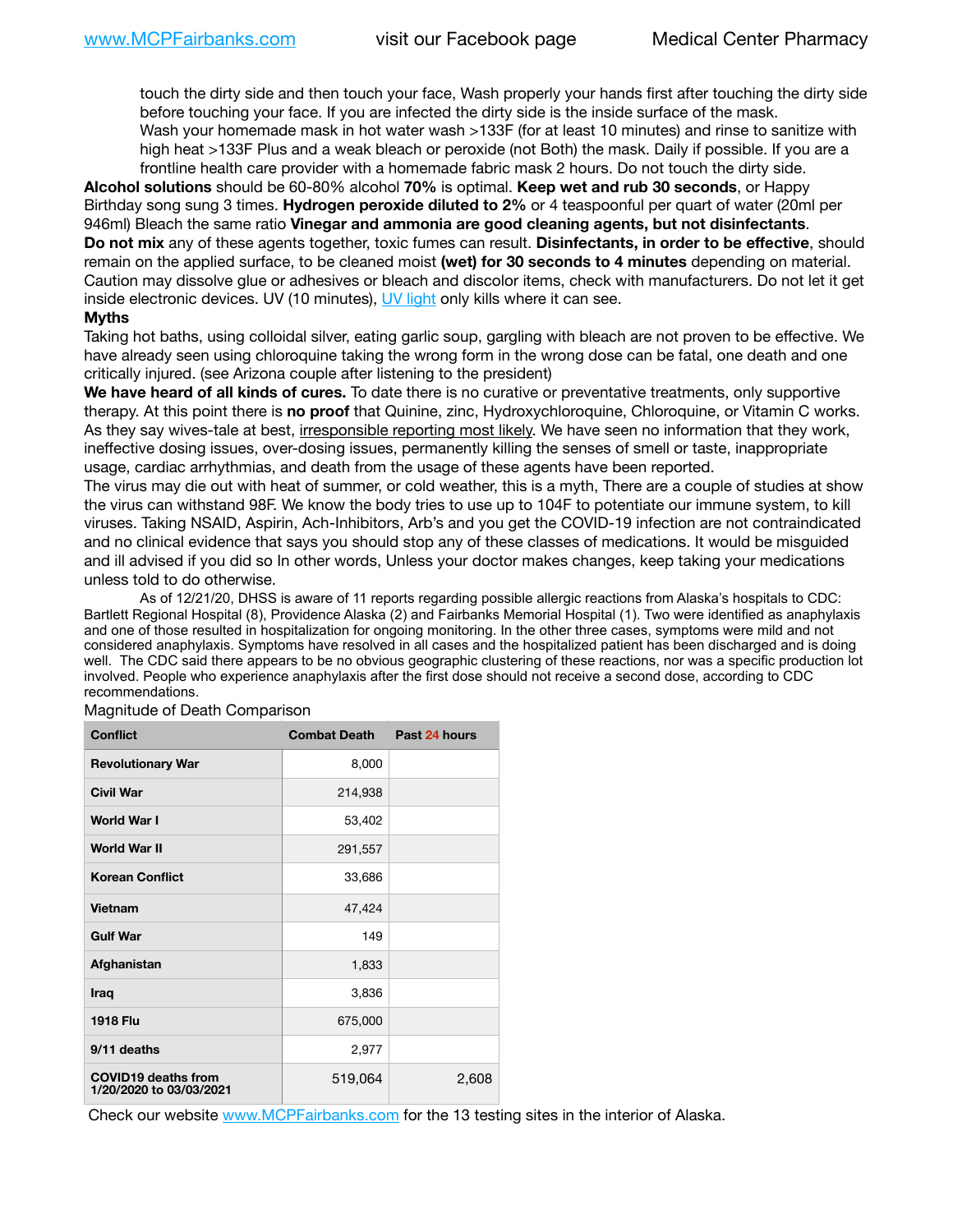touch the dirty side and then touch your face, Wash properly your hands first after touching the dirty side before touching your face. If you are infected the dirty side is the inside surface of the mask.
Wash your homemade mask in hot water wash >133F (for at least 10 minutes) and rinse to sanitize with high heat >133F Plus and a weak bleach or peroxide (not Both) the mask. Daily if possible. If you are a frontline health care provider with a homemade fabric mask 2 hours. Do not touch the dirty side.

**Alcohol solutions** should be 60-80% alcohol **70%** is optimal. **Keep wet and rub 30 seconds**, or Happy Birthday song sung 3 times. **Hydrogen peroxide diluted to 2%** or 4 teaspoonful per quart of water (20ml per 946ml) Bleach the same ratio **Vinegar and ammonia are good cleaning agents, but not disinfectants**.

**Do not mix** any of these agents together, toxic fumes can result. **Disinfectants, in order to be effective**, should remain on the applied surface, to be cleaned moist **(wet) for 30 seconds to 4 minutes** depending on material. Caution may dissolve glue or adhesives or bleach and discolor items, check with manufacturers. Do not let it get inside electronic devices. UV (10 minutes), UV light only kills where it can see.

**Myths**

Taking hot baths, using colloidal silver, eating garlic soup, gargling with bleach are not proven to be effective. We have already seen using chloroquine taking the wrong form in the wrong dose can be fatal, one death and one critically injured. (see Arizona couple after listening to the president)

**We have heard of all kinds of cures.** To date there is no curative or preventative treatments, only supportive therapy. At this point there is **no proof** that Quinine, zinc, Hydroxychloroquine, Chloroquine, or Vitamin C works. As they say wives-tale at best, irresponsible reporting most likely. We have seen no information that they work, ineffective dosing issues, over-dosing issues, permanently killing the senses of smell or taste, inappropriate usage, cardiac arrhythmias, and death from the usage of these agents have been reported.

The virus may die out with heat of summer, or cold weather, this is a myth, There are a couple of studies at show the virus can withstand 98F. We know the body tries to use up to 104F to potentiate our immune system, to kill viruses. Taking NSAID, Aspirin, Ach-Inhibitors, Arb's and you get the COVID-19 infection are not contraindicated and no clinical evidence that says you should stop any of these classes of medications. It would be misguided and ill advised if you did so In other words, Unless your doctor makes changes, keep taking your medications unless told to do otherwise.

As of 12/21/20, DHSS is aware of 11 reports regarding possible allergic reactions from Alaska's hospitals to CDC: Bartlett Regional Hospital (8), Providence Alaska (2) and Fairbanks Memorial Hospital (1). Two were identified as anaphylaxis and one of those resulted in hospitalization for ongoing monitoring. In the other three cases, symptoms were mild and not considered anaphylaxis. Symptoms have resolved in all cases and the hospitalized patient has been discharged and is doing well. The CDC said there appears to be no obvious geographic clustering of these reactions, nor was a specific production lot involved. People who experience anaphylaxis after the first dose should not receive a second dose, according to CDC recommendations.

Magnitude of Death Comparison

| Conflict | Combat Death | Past 24 hours |
|---|---|---|
| Revolutionary War | 8,000 | |
| Civil War | 214,938 | |
| World War I | 53,402 | |
| World War II | 291,557 | |
| Korean Conflict | 33,686 | |
| Vietnam | 47,424 | |
| Gulf War | 149 | |
| Afghanistan | 1,833 | |
| Iraq | 3,836 | |
| 1918 Flu | 675,000 | |
| 9/11 deaths | 2,977 | |
| COVID19 deaths from 1/20/2020 to 03/03/2021 | 519,064 | 2,608 |

Check our website www.MCPFairbanks.com for the 13 testing sites in the interior of Alaska.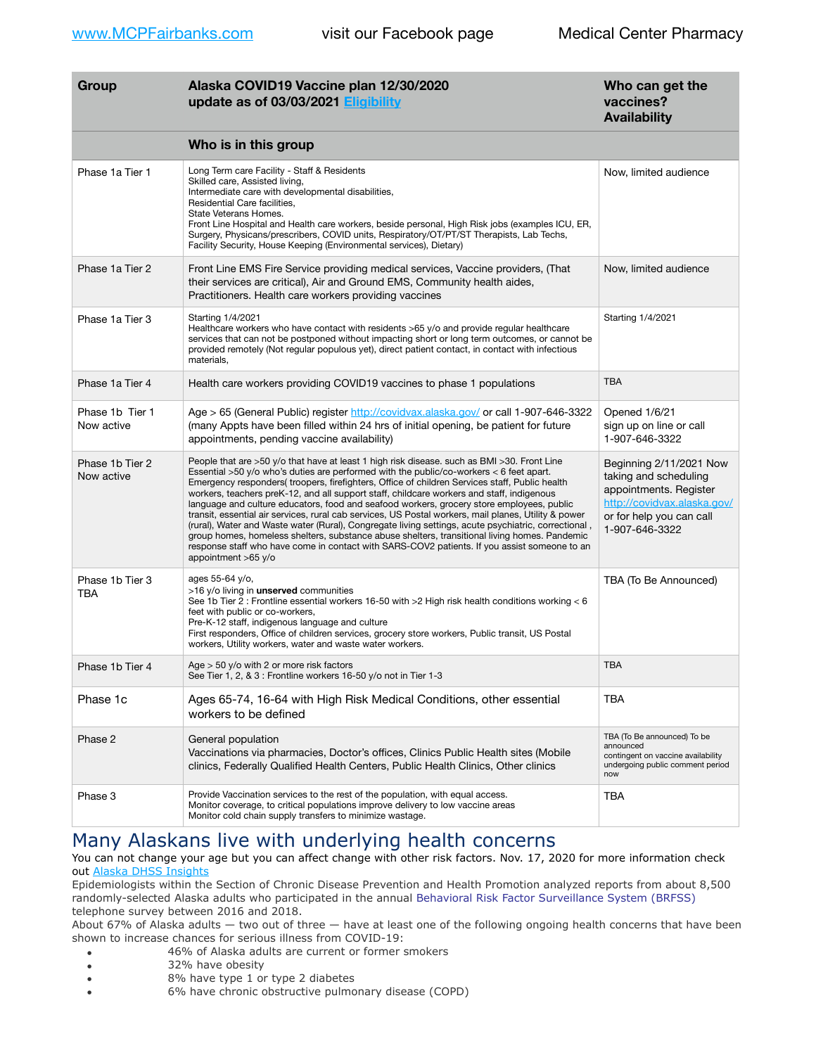www.MCPFairbanks.com visit our Facebook page Medical Center Pharmacy

| Group | Alaska COVID19 Vaccine plan 12/30/2020 update as of 03/03/2021 Eligibility | Who can get the vaccines? Availability |
|---|---|---|
| | **Who is in this group** | |
| Phase 1a Tier 1 | Long Term care Facility - Staff & Residents<br>Skilled care, Assisted living,<br>Intermediate care with developmental disabilities,<br>Residential Care facilities,<br>State Veterans Homes.<br>Front Line Hospital and Health care workers, beside personal, High Risk jobs (examples ICU, ER, Surgery, Physcans/prescribers, COVID units, Respiratory/OT/PT/ST Therapists, Lab Techs, Facility Security, House Keeping (Environmental services), Dietary) | Now, limited audience |
| Phase 1a Tier 2 | Front Line EMS Fire Service providing medical services, Vaccine providers, (That their services are critical), Air and Ground EMS, Community health aides, Practitioners. Health care workers providing vaccines | Now, limited audience |
| Phase 1a Tier 3 | Starting 1/4/2021<br>Healthcare workers who have contact with residents >65 y/o and provide regular healthcare services that can not be postponed without impacting short or long term outcomes, or cannot be provided remotely (Not regular populous yet), direct patient contact, in contact with infectious materials, | Starting 1/4/2021 |
| Phase 1a Tier 4 | Health care workers providing COVID19 vaccines to phase 1 populations | TBA |
| Phase 1b Tier 1 Now active | Age > 65 (General Public) register http://covidvax.alaska.gov/ or call 1-907-646-3322 (many Appts have been filled within 24 hrs of initial opening, be patient for future appointments, pending vaccine availability) | Opened 1/6/21 sign up on line or call 1-907-646-3322 |
| Phase 1b Tier 2 Now active | People that are >50 y/o that have at least 1 high risk disease. such as BMI >30. Front Line Essential >50 y/o who's duties are performed with the public/co-workers < 6 feet apart. Emergency responders( troopers, firefighters, Office of children Services staff, Public health workers, teachers preK-12, and all support staff, childcare workers and staff, indigenous language and culture educators, food and seafood workers, grocery store employees, public transit, essential air services, rural cab services, US Postal workers, mail planes, Utility & power (rural), Water and Waste water (Rural), Congregate living settings, acute psychiatric, correctional , group homes, homeless shelters, substance abuse shelters, transitional living homes. Pandemic response staff who have come in contact with SARS-COV2 patients. If you assist someone to an appointment >65 y/o | Beginning 2/11/2021 Now taking and scheduling appointments. Register http://covidvax.alaska.gov/ or for help you can call 1-907-646-3322 |
| Phase 1b Tier 3 TBA | ages 55-64 y/o,<br>>16 y/o living in **unserved** communities<br>See 1b Tier 2 : Frontline essential workers 16-50 with >2 High risk health conditions working < 6 feet with public or co-workers,<br>Pre-K-12 staff, indigenous language and culture<br>First responders, Office of children services, grocery store workers, Public transit, US Postal workers, Utility workers, water and waste water workers. | TBA (To Be Announced) |
| Phase 1b Tier 4 | Age > 50 y/o with 2 or more risk factors<br>See Tier 1, 2, & 3 : Frontline workers 16-50 y/o not in Tier 1-3 | TBA |
| Phase 1c | Ages 65-74, 16-64 with High Risk Medical Conditions, other essential workers to be defined | TBA |
| Phase 2 | General population<br>Vaccinations via pharmacies, Doctor's offices, Clinics Public Health sites (Mobile clinics, Federally Qualified Health Centers, Public Health Clinics, Other clinics | TBA (To Be announced) To be announced contingent on vaccine availability undergoing public comment period now |
| Phase 3 | Provide Vaccination services to the rest of the population, with equal access.<br>Monitor coverage, to critical populations improve delivery to low vaccine areas<br>Monitor cold chain supply transfers to minimize wastage. | TBA |

## Many Alaskans live with underlying health concerns

You can not change your age but you can affect change with other risk factors. Nov. 17, 2020 for more information check out Alaska DHSS Insights

Epidemiologists within the Section of Chronic Disease Prevention and Health Promotion analyzed reports from about 8,500 randomly-selected Alaska adults who participated in the annual Behavioral Risk Factor Surveillance System (BRFSS) telephone survey between 2016 and 2018.

About 67% of Alaska adults — two out of three — have at least one of the following ongoing health concerns that have been shown to increase chances for serious illness from COVID-19:

- 46% of Alaska adults are current or former smokers
- 32% have obesity
- 8% have type 1 or type 2 diabetes
- 6% have chronic obstructive pulmonary disease (COPD)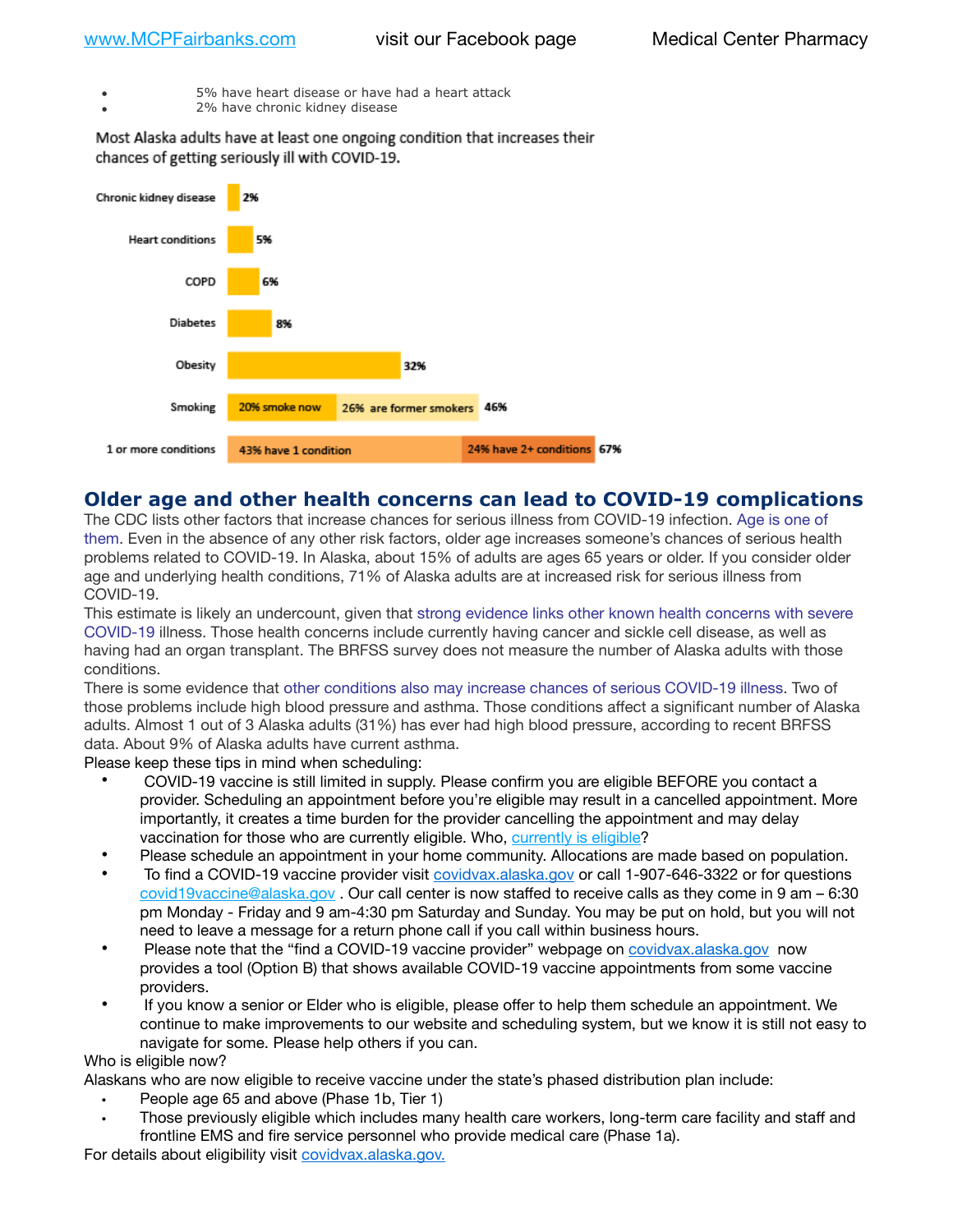- 5% have heart disease or have had a heart attack
- 2% have chronic kidney disease

Most Alaska adults have at least one ongoing condition that increases their chances of getting seriously ill with COVID-19.

Chronic kidney disease 2%
Heart conditions 5%
COPD 6%
Diabetes 8%
Obesity 32%
Smoking 20% smoke now 26% are former smokers 46%
1 or more conditions 43% have 1 condition 24% have 2+ conditions 67%

## Older age and other health concerns can lead to COVID-19 complications

The CDC lists other factors that increase chances for serious illness from COVID-19 infection. Age is one of them. Even in the absence of any other risk factors, older age increases someone's chances of serious health problems related to COVID-19. In Alaska, about 15% of adults are ages 65 years or older. If you consider older age and underlying health conditions, 71% of Alaska adults are at increased risk for serious illness from COVID-19.

This estimate is likely an undercount, given that strong evidence links other known health concerns with severe COVID-19 illness. Those health concerns include currently having cancer and sickle cell disease, as well as having had an organ transplant. The BRFSS survey does not measure the number of Alaska adults with those conditions.

There is some evidence that other conditions also may increase chances of serious COVID-19 illness. Two of those problems include high blood pressure and asthma. Those conditions affect a significant number of Alaska adults. Almost 1 out of 3 Alaska adults (31%) has ever had high blood pressure, according to recent BRFSS data. About 9% of Alaska adults have current asthma.

Please keep these tips in mind when scheduling:

- COVID-19 vaccine is still limited in supply. Please confirm you are eligible BEFORE you contact a provider. Scheduling an appointment before you're eligible may result in a cancelled appointment. More importantly, it creates a time burden for the provider cancelling the appointment and may delay vaccination for those who are currently eligible. Who, currently is eligible?
- Please schedule an appointment in your home community. Allocations are made based on population.
- To find a COVID-19 vaccine provider visit covidvax.alaska.gov or call 1-907-646-3322 or for questions covid19vaccine@alaska.gov . Our call center is now staffed to receive calls as they come in 9 am – 6:30 pm Monday - Friday and 9 am-4:30 pm Saturday and Sunday. You may be put on hold, but you will not need to leave a message for a return phone call if you call within business hours.
- Please note that the "find a COVID-19 vaccine provider" webpage on covidvax.alaska.gov now provides a tool (Option B) that shows available COVID-19 vaccine appointments from some vaccine providers.
- If you know a senior or Elder who is eligible, please offer to help them schedule an appointment. We continue to make improvements to our website and scheduling system, but we know it is still not easy to navigate for some. Please help others if you can.

Who is eligible now?

Alaskans who are now eligible to receive vaccine under the state's phased distribution plan include:

- People age 65 and above (Phase 1b, Tier 1)
- Those previously eligible which includes many health care workers, long-term care facility and staff and frontline EMS and fire service personnel who provide medical care (Phase 1a).

For details about eligibility visit covidvax.alaska.gov.